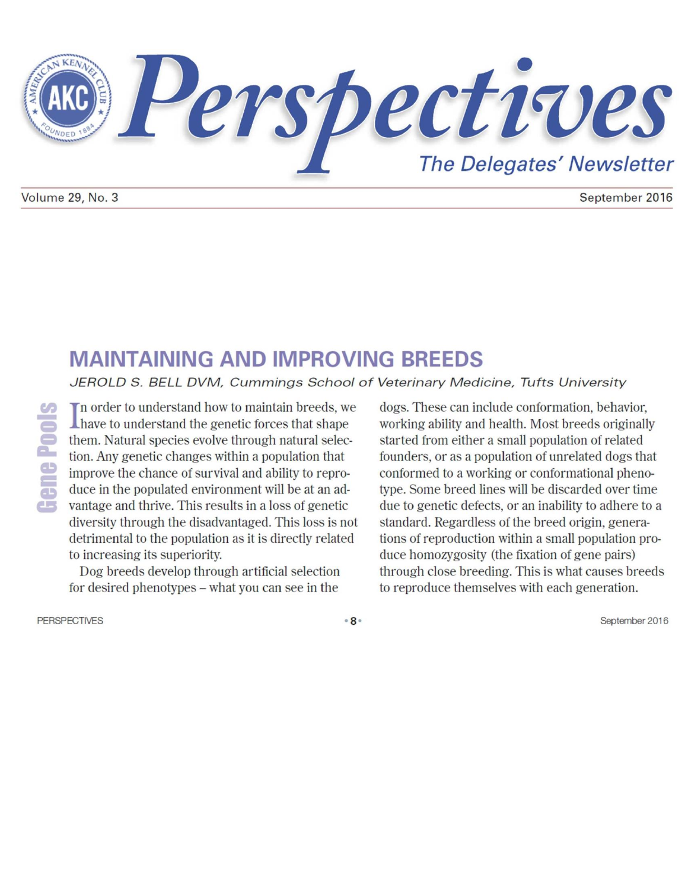# Perspectives

## The Delegates' Newsletter

Volume 29, No. 3 — September 2016

*Gene Pools*

## MAINTAINING AND IMPROVING BREEDS

*JEROLD S. BELL DVM, Cummings School of Veterinary Medicine, Tufts University*

In order to understand how to maintain breeds, we have to understand the genetic forces that shape them. Natural species evolve through natural selection. Any genetic changes within a population that improve the chance of survival and ability to reproduce in the populated environment will be at an advantage and thrive. This results in a loss of genetic diversity through the disadvantaged. This loss is not detrimental to the population as it is directly related to increasing its superiority.

Dog breeds develop through artificial selection for desired phenotypes – what you can see in the dogs. These can include conformation, behavior, working ability and health. Most breeds originally started from either a small population of related founders, or as a population of unrelated dogs that conformed to a working or conformational phenotype. Some breed lines will be discarded over time due to genetic defects, or an inability to adhere to a standard. Regardless of the breed origin, generations of reproduction within a small population produce homozygosity (the fixation of gene pairs) through close breeding. This is what causes breeds to reproduce themselves with each generation.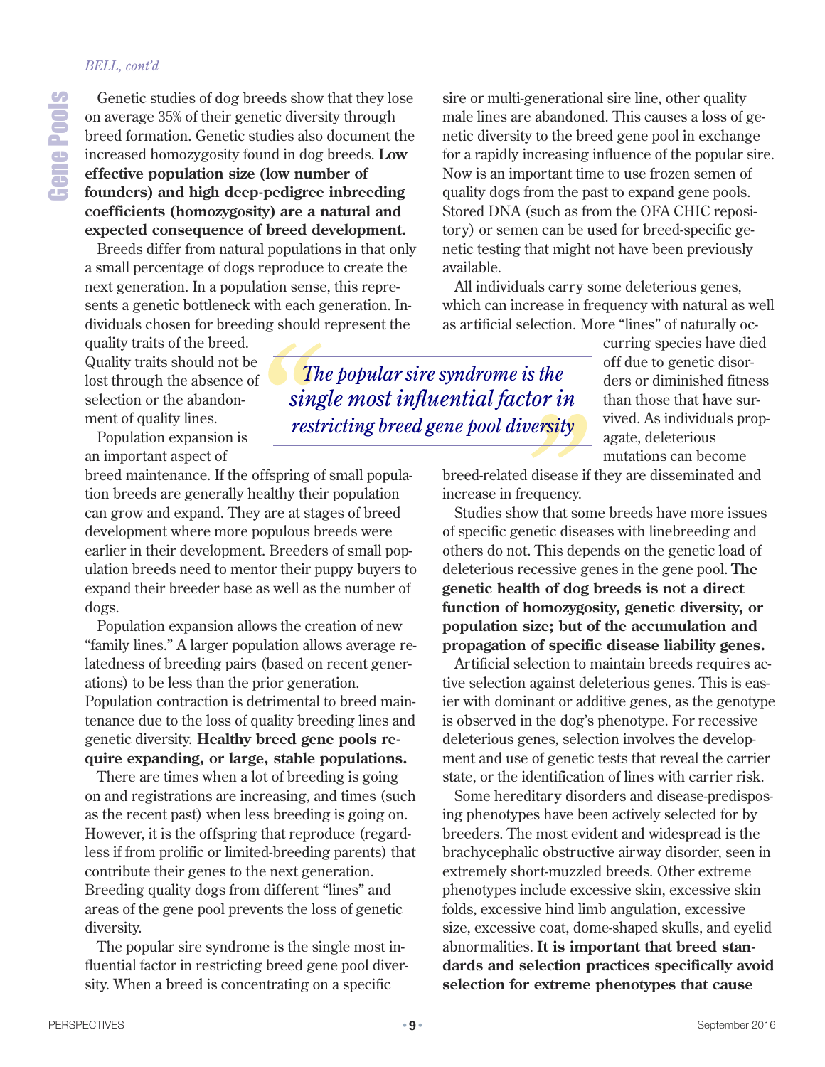Genetic studies of dog breeds show that they lose on average 35% of their genetic diversity through breed formation. Genetic studies also document the increased homozygosity found in dog breeds. **Low effective population size (low number of founders) and high deep-pedigree inbreeding coefficients (homozygosity) are a natural and expected consequence of breed development.**

Breeds differ from natural populations in that only a small percentage of dogs reproduce to create the next generation. In a population sense, this represents a genetic bottleneck with each generation. Individuals chosen for breeding should represent the quality traits of the breed. Quality traits should not be lost through the absence of selection or the abandonment of quality lines.

Population expansion is an important aspect of breed maintenance. If the offspring of small population breeds are generally healthy their population can grow and expand. They are at stages of breed development where more populous breeds were earlier in their development. Breeders of small population breeds need to mentor their puppy buyers to expand their breeder base as well as the number of dogs.

Population expansion allows the creation of new "family lines." A larger population allows average relatedness of breeding pairs (based on recent generations) to be less than the prior generation. Population contraction is detrimental to breed maintenance due to the loss of quality breeding lines and genetic diversity. **Healthy breed gene pools require expanding, or large, stable populations.**

There are times when a lot of breeding is going on and registrations are increasing, and times (such as the recent past) when less breeding is going on. However, it is the offspring that reproduce (regardless if from prolific or limited-breeding parents) that contribute their genes to the next generation. Breeding quality dogs from different "lines" and areas of the gene pool prevents the loss of genetic diversity.

The popular sire syndrome is the single most influential factor in restricting breed gene pool diversity. When a breed is concentrating on a specific sire or multi-generational sire line, other quality male lines are abandoned. This causes a loss of genetic diversity to the breed gene pool in exchange for a rapidly increasing influence of the popular sire. Now is an important time to use frozen semen of quality dogs from the past to expand gene pools. Stored DNA (such as from the OFA CHIC repository) or semen can be used for breed-specific genetic testing that might not have been previously available.

> *"The popular sire syndrome is the single most influential factor in restricting breed gene pool diversity"*

All individuals carry some deleterious genes, which can increase in frequency with natural as well as artificial selection. More "lines" of naturally occurring species have died off due to genetic disorders or diminished fitness than those that have survived. As individuals propagate, deleterious mutations can become breed-related disease if they are disseminated and increase in frequency.

Studies show that some breeds have more issues of specific genetic diseases with linebreeding and others do not. This depends on the genetic load of deleterious recessive genes in the gene pool. **The genetic health of dog breeds is not a direct function of homozygosity, genetic diversity, or population size; but of the accumulation and propagation of specific disease liability genes.**

Artificial selection to maintain breeds requires active selection against deleterious genes. This is easier with dominant or additive genes, as the genotype is observed in the dog's phenotype. For recessive deleterious genes, selection involves the development and use of genetic tests that reveal the carrier state, or the identification of lines with carrier risk.

Some hereditary disorders and disease-predisposing phenotypes have been actively selected for by breeders. The most evident and widespread is the brachycephalic obstructive airway disorder, seen in extremely short-muzzled breeds. Other extreme phenotypes include excessive skin, excessive skin folds, excessive hind limb angulation, excessive size, excessive coat, dome-shaped skulls, and eyelid abnormalities. **It is important that breed standards and selection practices specifically avoid selection for extreme phenotypes that cause**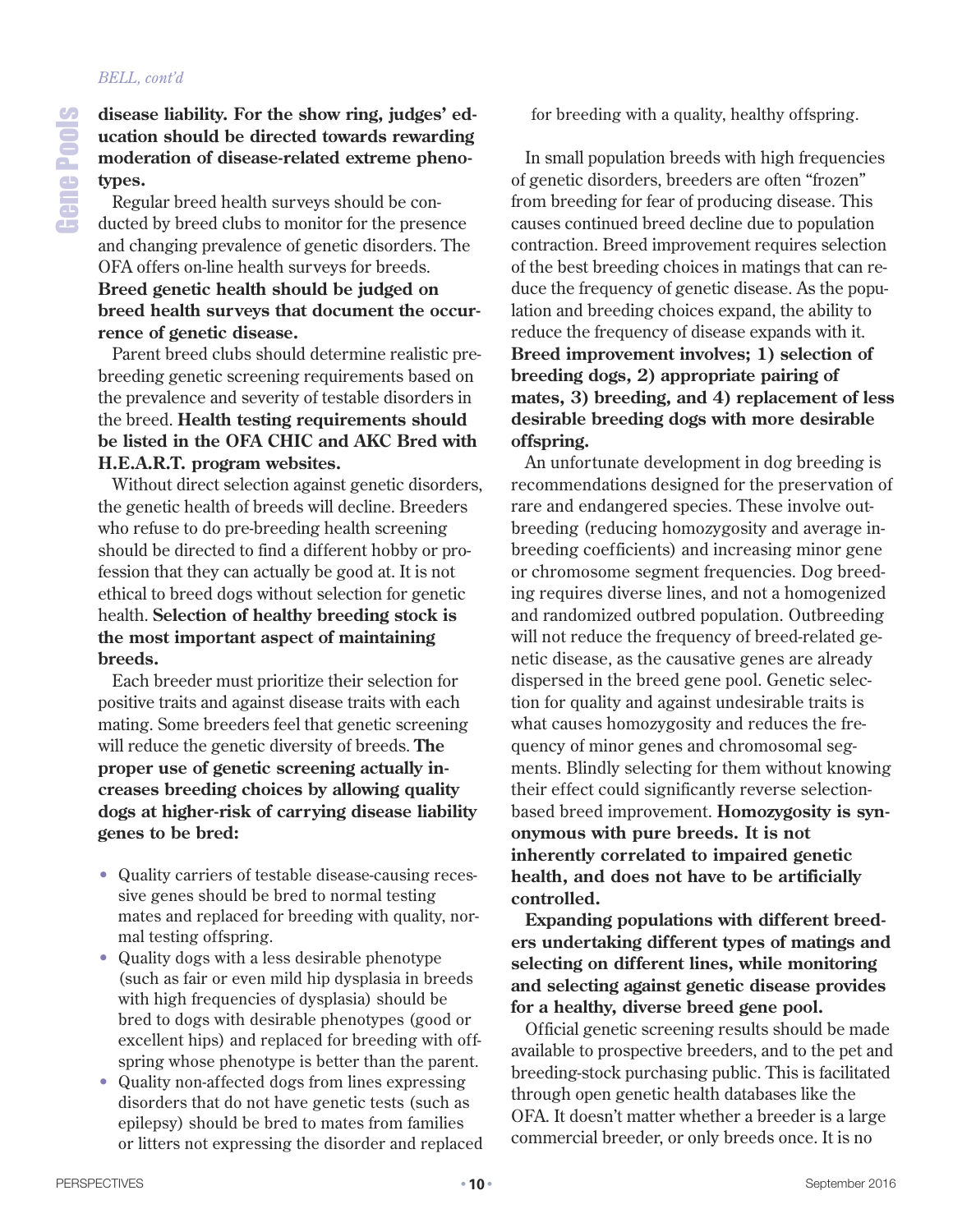**disease liability. For the show ring, judges' education should be directed towards rewarding moderation of disease-related extreme phenotypes.**

Regular breed health surveys should be conducted by breed clubs to monitor for the presence and changing prevalence of genetic disorders. The OFA offers on-line health surveys for breeds. **Breed genetic health should be judged on breed health surveys that document the occurrence of genetic disease.**

Parent breed clubs should determine realistic pre-breeding genetic screening requirements based on the prevalence and severity of testable disorders in the breed. **Health testing requirements should be listed in the OFA CHIC and AKC Bred with H.E.A.R.T. program websites.**

Without direct selection against genetic disorders, the genetic health of breeds will decline. Breeders who refuse to do pre-breeding health screening should be directed to find a different hobby or profession that they can actually be good at. It is not ethical to breed dogs without selection for genetic health. **Selection of healthy breeding stock is the most important aspect of maintaining breeds.**

Each breeder must prioritize their selection for positive traits and against disease traits with each mating. Some breeders feel that genetic screening will reduce the genetic diversity of breeds. **The proper use of genetic screening actually increases breeding choices by allowing quality dogs at higher-risk of carrying disease liability genes to be bred:**

- Quality carriers of testable disease-causing recessive genes should be bred to normal testing mates and replaced for breeding with quality, normal testing offspring.
- Quality dogs with a less desirable phenotype (such as fair or even mild hip dysplasia in breeds with high frequencies of dysplasia) should be bred to dogs with desirable phenotypes (good or excellent hips) and replaced for breeding with offspring whose phenotype is better than the parent.
- Quality non-affected dogs from lines expressing disorders that do not have genetic tests (such as epilepsy) should be bred to mates from families or litters not expressing the disorder and replaced for breeding with a quality, healthy offspring.

In small population breeds with high frequencies of genetic disorders, breeders are often "frozen" from breeding for fear of producing disease. This causes continued breed decline due to population contraction. Breed improvement requires selection of the best breeding choices in matings that can reduce the frequency of genetic disease. As the population and breeding choices expand, the ability to reduce the frequency of disease expands with it. **Breed improvement involves; 1) selection of breeding dogs, 2) appropriate pairing of mates, 3) breeding, and 4) replacement of less desirable breeding dogs with more desirable offspring.**

An unfortunate development in dog breeding is recommendations designed for the preservation of rare and endangered species. These involve outbreeding (reducing homozygosity and average inbreeding coefficients) and increasing minor gene or chromosome segment frequencies. Dog breeding requires diverse lines, and not a homogenized and randomized outbred population. Outbreeding will not reduce the frequency of breed-related genetic disease, as the causative genes are already dispersed in the breed gene pool. Genetic selection for quality and against undesirable traits is what causes homozygosity and reduces the frequency of minor genes and chromosomal segments. Blindly selecting for them without knowing their effect could significantly reverse selection-based breed improvement. **Homozygosity is synonymous with pure breeds. It is not inherently correlated to impaired genetic health, and does not have to be artificially controlled.**

**Expanding populations with different breeders undertaking different types of matings and selecting on different lines, while monitoring and selecting against genetic disease provides for a healthy, diverse breed gene pool.**

Official genetic screening results should be made available to prospective breeders, and to the pet and breeding-stock purchasing public. This is facilitated through open genetic health databases like the OFA. It doesn't matter whether a breeder is a large commercial breeder, or only breeds once. It is no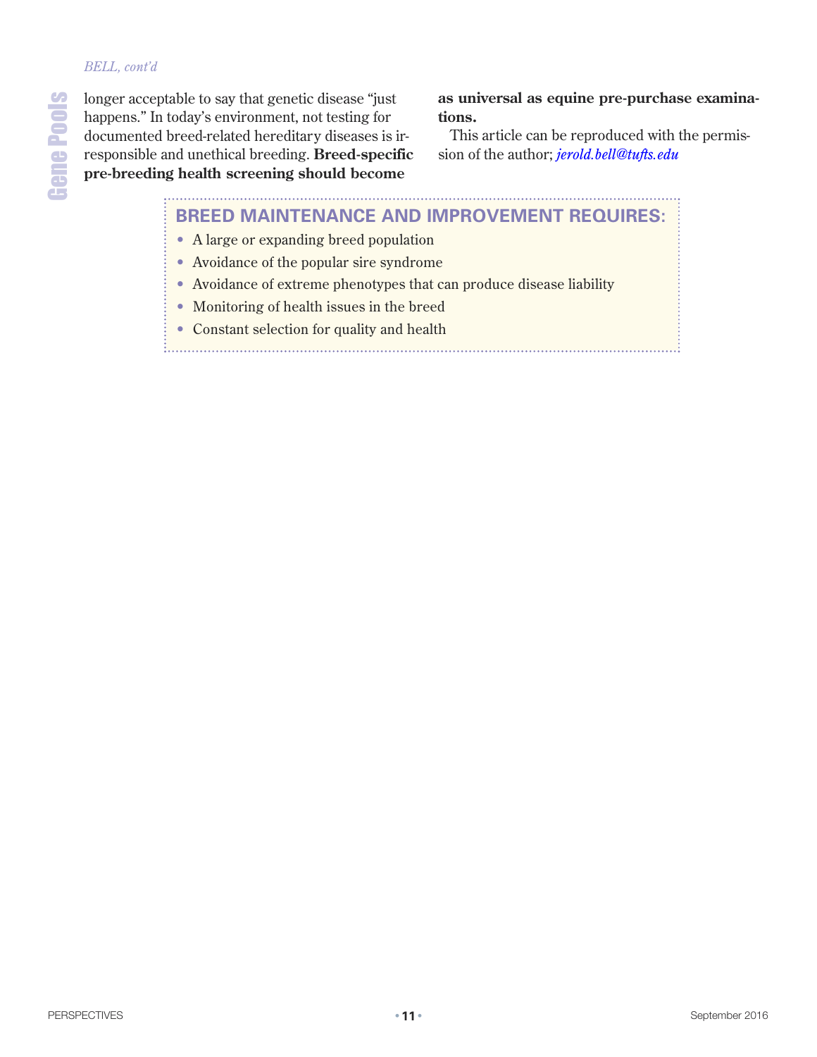longer acceptable to say that genetic disease "just happens." In today's environment, not testing for documented breed-related hereditary diseases is irresponsible and unethical breeding. **Breed-specific pre-breeding health screening should become as universal as equine pre-purchase examinations.**

This article can be reproduced with the permission of the author; *jerold.bell@tufts.edu*

## BREED MAINTENANCE AND IMPROVEMENT REQUIRES:

- A large or expanding breed population
- Avoidance of the popular sire syndrome
- Avoidance of extreme phenotypes that can produce disease liability
- Monitoring of health issues in the breed
- Constant selection for quality and health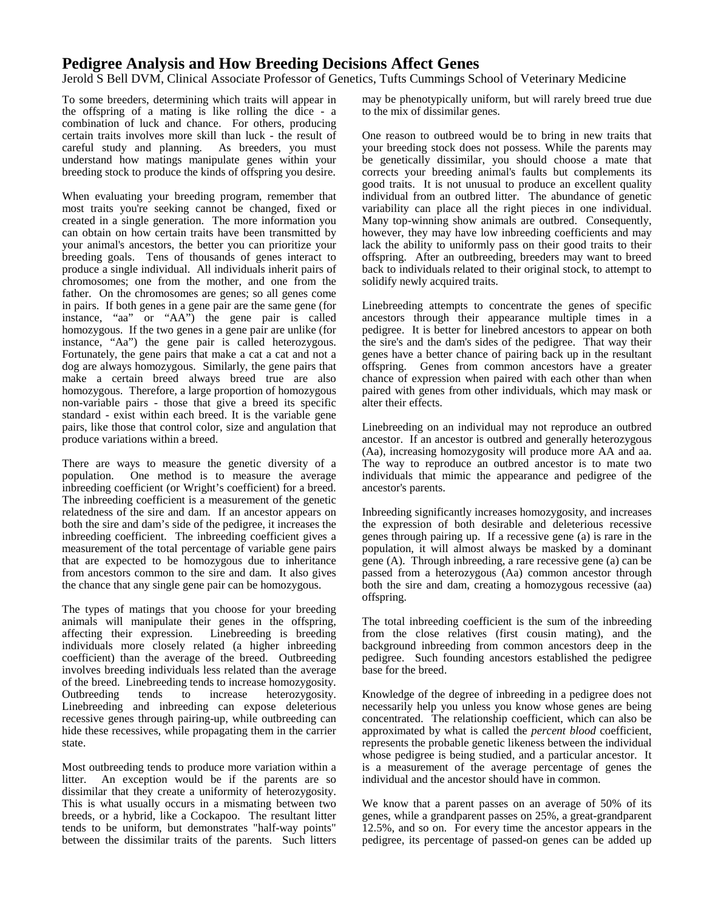# Pedigree Analysis and How Breeding Decisions Affect Genes

Jerold S Bell DVM, Clinical Associate Professor of Genetics, Tufts Cummings School of Veterinary Medicine

To some breeders, determining which traits will appear in the offspring of a mating is like rolling the dice - a combination of luck and chance. For others, producing certain traits involves more skill than luck - the result of careful study and planning. As breeders, you must understand how matings manipulate genes within your breeding stock to produce the kinds of offspring you desire.

When evaluating your breeding program, remember that most traits you're seeking cannot be changed, fixed or created in a single generation. The more information you can obtain on how certain traits have been transmitted by your animal's ancestors, the better you can prioritize your breeding goals. Tens of thousands of genes interact to produce a single individual. All individuals inherit pairs of chromosomes; one from the mother, and one from the father. On the chromosomes are genes; so all genes come in pairs. If both genes in a gene pair are the same gene (for instance, "aa" or "AA") the gene pair is called homozygous. If the two genes in a gene pair are unlike (for instance, "Aa") the gene pair is called heterozygous. Fortunately, the gene pairs that make a cat a cat and not a dog are always homozygous. Similarly, the gene pairs that make a certain breed always breed true are also homozygous. Therefore, a large proportion of homozygous non-variable pairs - those that give a breed its specific standard - exist within each breed. It is the variable gene pairs, like those that control color, size and angulation that produce variations within a breed.

There are ways to measure the genetic diversity of a population. One method is to measure the average inbreeding coefficient (or Wright's coefficient) for a breed. The inbreeding coefficient is a measurement of the genetic relatedness of the sire and dam. If an ancestor appears on both the sire and dam's side of the pedigree, it increases the inbreeding coefficient. The inbreeding coefficient gives a measurement of the total percentage of variable gene pairs that are expected to be homozygous due to inheritance from ancestors common to the sire and dam. It also gives the chance that any single gene pair can be homozygous.

The types of matings that you choose for your breeding animals will manipulate their genes in the offspring, affecting their expression. Linebreeding is breeding individuals more closely related (a higher inbreeding coefficient) than the average of the breed. Outbreeding involves breeding individuals less related than the average of the breed. Linebreeding tends to increase homozygosity. Outbreeding tends to increase heterozygosity. Linebreeding and inbreeding can expose deleterious recessive genes through pairing-up, while outbreeding can hide these recessives, while propagating them in the carrier state.

Most outbreeding tends to produce more variation within a litter. An exception would be if the parents are so dissimilar that they create a uniformity of heterozygosity. This is what usually occurs in a mismating between two breeds, or a hybrid, like a Cockapoo. The resultant litter tends to be uniform, but demonstrates "half-way points" between the dissimilar traits of the parents. Such litters may be phenotypically uniform, but will rarely breed true due to the mix of dissimilar genes.

One reason to outbreed would be to bring in new traits that your breeding stock does not possess. While the parents may be genetically dissimilar, you should choose a mate that corrects your breeding animal's faults but complements its good traits. It is not unusual to produce an excellent quality individual from an outbred litter. The abundance of genetic variability can place all the right pieces in one individual. Many top-winning show animals are outbred. Consequently, however, they may have low inbreeding coefficients and may lack the ability to uniformly pass on their good traits to their offspring. After an outbreeding, breeders may want to breed back to individuals related to their original stock, to attempt to solidify newly acquired traits.

Linebreeding attempts to concentrate the genes of specific ancestors through their appearance multiple times in a pedigree. It is better for linebred ancestors to appear on both the sire's and the dam's sides of the pedigree. That way their genes have a better chance of pairing back up in the resultant offspring. Genes from common ancestors have a greater chance of expression when paired with each other than when paired with genes from other individuals, which may mask or alter their effects.

Linebreeding on an individual may not reproduce an outbred ancestor. If an ancestor is outbred and generally heterozygous (Aa), increasing homozygosity will produce more AA and aa. The way to reproduce an outbred ancestor is to mate two individuals that mimic the appearance and pedigree of the ancestor's parents.

Inbreeding significantly increases homozygosity, and increases the expression of both desirable and deleterious recessive genes through pairing up. If a recessive gene (a) is rare in the population, it will almost always be masked by a dominant gene (A). Through inbreeding, a rare recessive gene (a) can be passed from a heterozygous (Aa) common ancestor through both the sire and dam, creating a homozygous recessive (aa) offspring.

The total inbreeding coefficient is the sum of the inbreeding from the close relatives (first cousin mating), and the background inbreeding from common ancestors deep in the pedigree. Such founding ancestors established the pedigree base for the breed.

Knowledge of the degree of inbreeding in a pedigree does not necessarily help you unless you know whose genes are being concentrated. The relationship coefficient, which can also be approximated by what is called the *percent blood* coefficient, represents the probable genetic likeness between the individual whose pedigree is being studied, and a particular ancestor. It is a measurement of the average percentage of genes the individual and the ancestor should have in common.

We know that a parent passes on an average of 50% of its genes, while a grandparent passes on 25%, a great-grandparent 12.5%, and so on. For every time the ancestor appears in the pedigree, its percentage of passed-on genes can be added up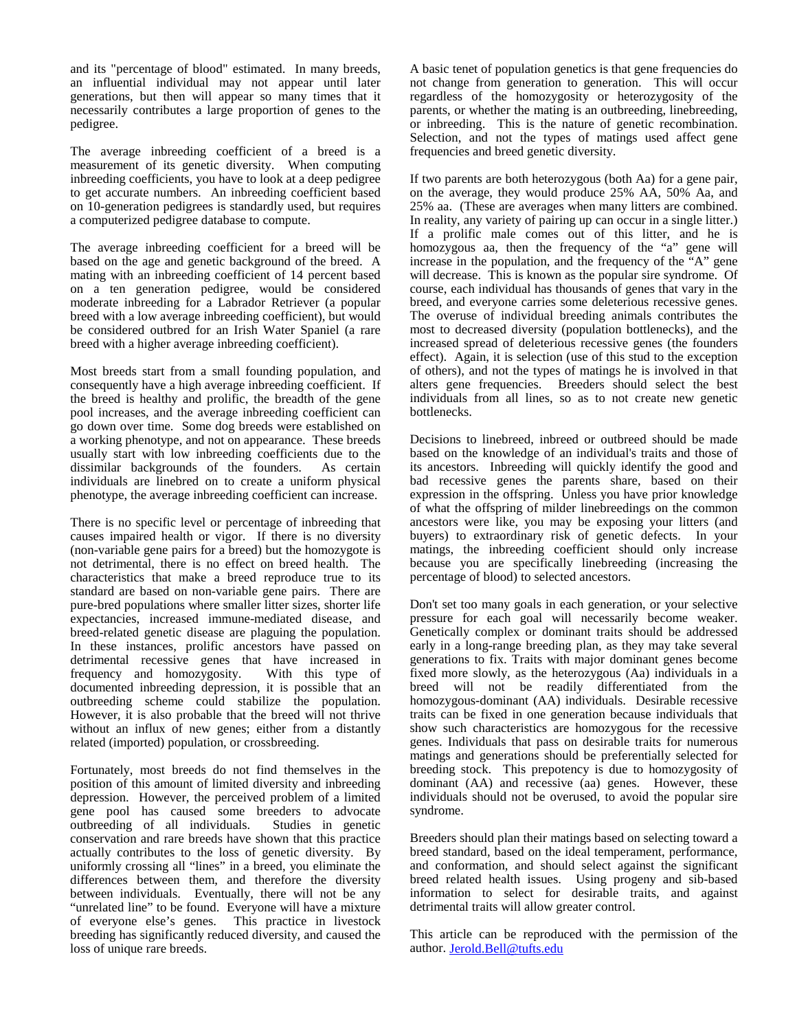and its "percentage of blood" estimated. In many breeds, an influential individual may not appear until later generations, but then will appear so many times that it necessarily contributes a large proportion of genes to the pedigree.

The average inbreeding coefficient of a breed is a measurement of its genetic diversity. When computing inbreeding coefficients, you have to look at a deep pedigree to get accurate numbers. An inbreeding coefficient based on 10-generation pedigrees is standardly used, but requires a computerized pedigree database to compute.

The average inbreeding coefficient for a breed will be based on the age and genetic background of the breed. A mating with an inbreeding coefficient of 14 percent based on a ten generation pedigree, would be considered moderate inbreeding for a Labrador Retriever (a popular breed with a low average inbreeding coefficient), but would be considered outbred for an Irish Water Spaniel (a rare breed with a higher average inbreeding coefficient).

Most breeds start from a small founding population, and consequently have a high average inbreeding coefficient. If the breed is healthy and prolific, the breadth of the gene pool increases, and the average inbreeding coefficient can go down over time. Some dog breeds were established on a working phenotype, and not on appearance. These breeds usually start with low inbreeding coefficients due to the dissimilar backgrounds of the founders. As certain individuals are linebred on to create a uniform physical phenotype, the average inbreeding coefficient can increase.

There is no specific level or percentage of inbreeding that causes impaired health or vigor. If there is no diversity (non-variable gene pairs for a breed) but the homozygote is not detrimental, there is no effect on breed health. The characteristics that make a breed reproduce true to its standard are based on non-variable gene pairs. There are pure-bred populations where smaller litter sizes, shorter life expectancies, increased immune-mediated disease, and breed-related genetic disease are plaguing the population. In these instances, prolific ancestors have passed on detrimental recessive genes that have increased in frequency and homozygosity. With this type of documented inbreeding depression, it is possible that an outbreeding scheme could stabilize the population. However, it is also probable that the breed will not thrive without an influx of new genes; either from a distantly related (imported) population, or crossbreeding.

Fortunately, most breeds do not find themselves in the position of this amount of limited diversity and inbreeding depression. However, the perceived problem of a limited gene pool has caused some breeders to advocate outbreeding of all individuals. Studies in genetic conservation and rare breeds have shown that this practice actually contributes to the loss of genetic diversity. By uniformly crossing all "lines" in a breed, you eliminate the differences between them, and therefore the diversity between individuals. Eventually, there will not be any "unrelated line" to be found. Everyone will have a mixture of everyone else's genes. This practice in livestock breeding has significantly reduced diversity, and caused the loss of unique rare breeds.

A basic tenet of population genetics is that gene frequencies do not change from generation to generation. This will occur regardless of the homozygosity or heterozygosity of the parents, or whether the mating is an outbreeding, linebreeding, or inbreeding. This is the nature of genetic recombination. Selection, and not the types of matings used affect gene frequencies and breed genetic diversity.

If two parents are both heterozygous (both Aa) for a gene pair, on the average, they would produce 25% AA, 50% Aa, and 25% aa. (These are averages when many litters are combined. In reality, any variety of pairing up can occur in a single litter.) If a prolific male comes out of this litter, and he is homozygous aa, then the frequency of the "a" gene will increase in the population, and the frequency of the "A" gene will decrease. This is known as the popular sire syndrome. Of course, each individual has thousands of genes that vary in the breed, and everyone carries some deleterious recessive genes. The overuse of individual breeding animals contributes the most to decreased diversity (population bottlenecks), and the increased spread of deleterious recessive genes (the founders effect). Again, it is selection (use of this stud to the exception of others), and not the types of matings he is involved in that alters gene frequencies. Breeders should select the best individuals from all lines, so as to not create new genetic bottlenecks.

Decisions to linebreed, inbreed or outbreed should be made based on the knowledge of an individual's traits and those of its ancestors. Inbreeding will quickly identify the good and bad recessive genes the parents share, based on their expression in the offspring. Unless you have prior knowledge of what the offspring of milder linebreedings on the common ancestors were like, you may be exposing your litters (and buyers) to extraordinary risk of genetic defects. In your matings, the inbreeding coefficient should only increase because you are specifically linebreeding (increasing the percentage of blood) to selected ancestors.

Don't set too many goals in each generation, or your selective pressure for each goal will necessarily become weaker. Genetically complex or dominant traits should be addressed early in a long-range breeding plan, as they may take several generations to fix. Traits with major dominant genes become fixed more slowly, as the heterozygous (Aa) individuals in a breed will not be readily differentiated from the homozygous-dominant (AA) individuals. Desirable recessive traits can be fixed in one generation because individuals that show such characteristics are homozygous for the recessive genes. Individuals that pass on desirable traits for numerous matings and generations should be preferentially selected for breeding stock. This prepotency is due to homozygosity of dominant (AA) and recessive (aa) genes. However, these individuals should not be overused, to avoid the popular sire syndrome.

Breeders should plan their matings based on selecting toward a breed standard, based on the ideal temperament, performance, and conformation, and should select against the significant breed related health issues. Using progeny and sib-based information to select for desirable traits, and against detrimental traits will allow greater control.

This article can be reproduced with the permission of the author. Jerold.Bell@tufts.edu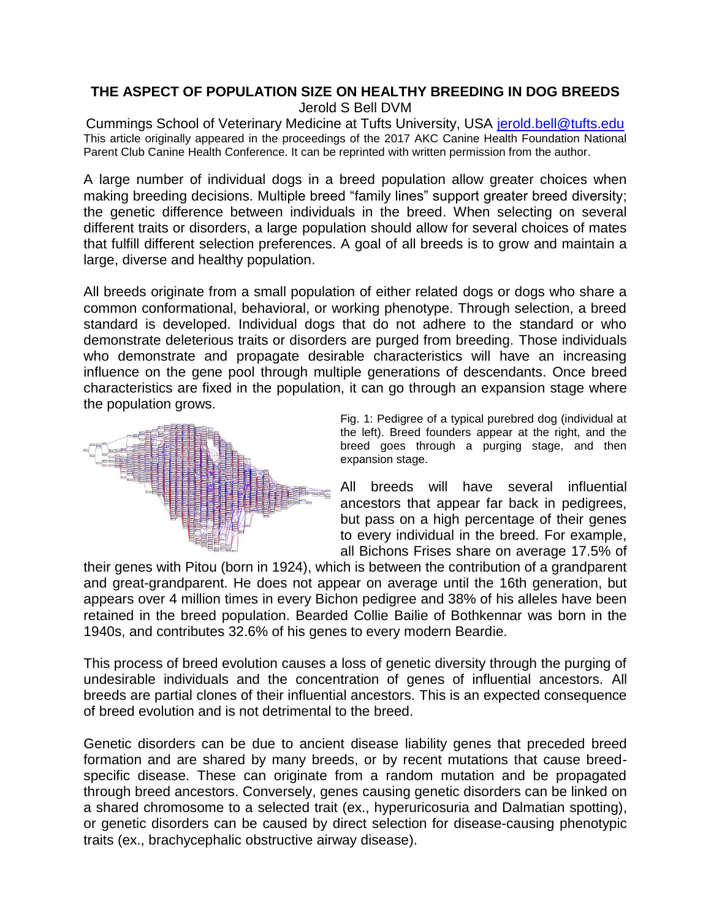**THE ASPECT OF POPULATION SIZE ON HEALTHY BREEDING IN DOG BREEDS**

Jerold S Bell DVM

Cummings School of Veterinary Medicine at Tufts University, USA jerold.bell@tufts.edu

This article originally appeared in the proceedings of the 2017 AKC Canine Health Foundation National Parent Club Canine Health Conference. It can be reprinted with written permission from the author.

A large number of individual dogs in a breed population allow greater choices when making breeding decisions. Multiple breed "family lines" support greater breed diversity; the genetic difference between individuals in the breed. When selecting on several different traits or disorders, a large population should allow for several choices of mates that fulfill different selection preferences. A goal of all breeds is to grow and maintain a large, diverse and healthy population.

All breeds originate from a small population of either related dogs or dogs who share a common conformational, behavioral, or working phenotype. Through selection, a breed standard is developed. Individual dogs that do not adhere to the standard or who demonstrate deleterious traits or disorders are purged from breeding. Those individuals who demonstrate and propagate desirable characteristics will have an increasing influence on the gene pool through multiple generations of descendants. Once breed characteristics are fixed in the population, it can go through an expansion stage where the population grows.

Fig. 1: Pedigree of a typical purebred dog (individual at the left). Breed founders appear at the right, and the breed goes through a purging stage, and then expansion stage.

All breeds will have several influential ancestors that appear far back in pedigrees, but pass on a high percentage of their genes to every individual in the breed. For example, all Bichons Frises share on average 17.5% of their genes with Pitou (born in 1924), which is between the contribution of a grandparent and great-grandparent. He does not appear on average until the 16th generation, but appears over 4 million times in every Bichon pedigree and 38% of his alleles have been retained in the breed population. Bearded Collie Bailie of Bothkennar was born in the 1940s, and contributes 32.6% of his genes to every modern Beardie.

This process of breed evolution causes a loss of genetic diversity through the purging of undesirable individuals and the concentration of genes of influential ancestors. All breeds are partial clones of their influential ancestors. This is an expected consequence of breed evolution and is not detrimental to the breed.

Genetic disorders can be due to ancient disease liability genes that preceded breed formation and are shared by many breeds, or by recent mutations that cause breed-specific disease. These can originate from a random mutation and be propagated through breed ancestors. Conversely, genes causing genetic disorders can be linked on a shared chromosome to a selected trait (ex., hyperuricosuria and Dalmatian spotting), or genetic disorders can be caused by direct selection for disease-causing phenotypic traits (ex., brachycephalic obstructive airway disease).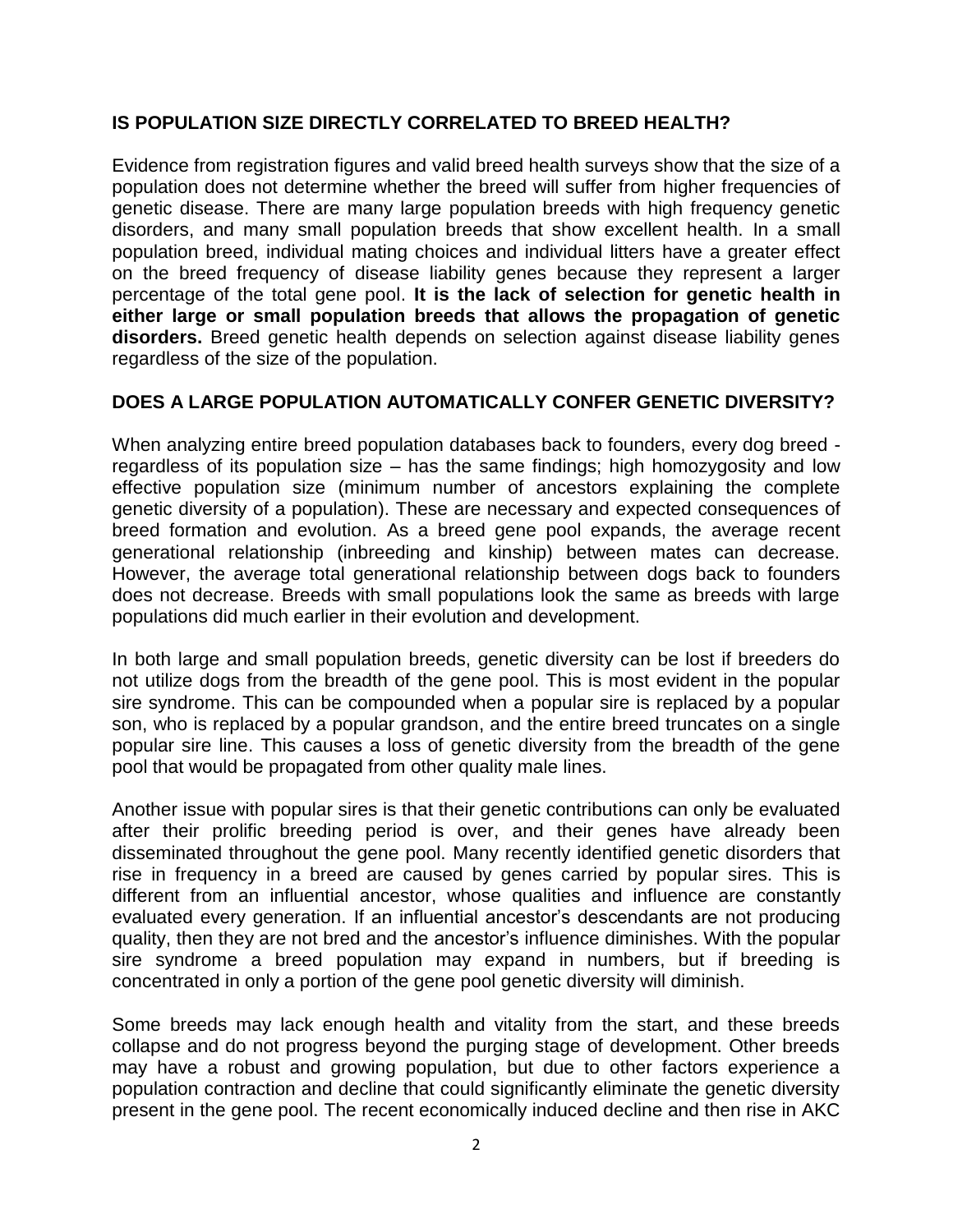## IS POPULATION SIZE DIRECTLY CORRELATED TO BREED HEALTH?

Evidence from registration figures and valid breed health surveys show that the size of a population does not determine whether the breed will suffer from higher frequencies of genetic disease. There are many large population breeds with high frequency genetic disorders, and many small population breeds that show excellent health. In a small population breed, individual mating choices and individual litters have a greater effect on the breed frequency of disease liability genes because they represent a larger percentage of the total gene pool. **It is the lack of selection for genetic health in either large or small population breeds that allows the propagation of genetic disorders.** Breed genetic health depends on selection against disease liability genes regardless of the size of the population.

## DOES A LARGE POPULATION AUTOMATICALLY CONFER GENETIC DIVERSITY?

When analyzing entire breed population databases back to founders, every dog breed - regardless of its population size – has the same findings; high homozygosity and low effective population size (minimum number of ancestors explaining the complete genetic diversity of a population). These are necessary and expected consequences of breed formation and evolution. As a breed gene pool expands, the average recent generational relationship (inbreeding and kinship) between mates can decrease. However, the average total generational relationship between dogs back to founders does not decrease. Breeds with small populations look the same as breeds with large populations did much earlier in their evolution and development.

In both large and small population breeds, genetic diversity can be lost if breeders do not utilize dogs from the breadth of the gene pool. This is most evident in the popular sire syndrome. This can be compounded when a popular sire is replaced by a popular son, who is replaced by a popular grandson, and the entire breed truncates on a single popular sire line. This causes a loss of genetic diversity from the breadth of the gene pool that would be propagated from other quality male lines.

Another issue with popular sires is that their genetic contributions can only be evaluated after their prolific breeding period is over, and their genes have already been disseminated throughout the gene pool. Many recently identified genetic disorders that rise in frequency in a breed are caused by genes carried by popular sires. This is different from an influential ancestor, whose qualities and influence are constantly evaluated every generation. If an influential ancestor's descendants are not producing quality, then they are not bred and the ancestor's influence diminishes. With the popular sire syndrome a breed population may expand in numbers, but if breeding is concentrated in only a portion of the gene pool genetic diversity will diminish.

Some breeds may lack enough health and vitality from the start, and these breeds collapse and do not progress beyond the purging stage of development. Other breeds may have a robust and growing population, but due to other factors experience a population contraction and decline that could significantly eliminate the genetic diversity present in the gene pool. The recent economically induced decline and then rise in AKC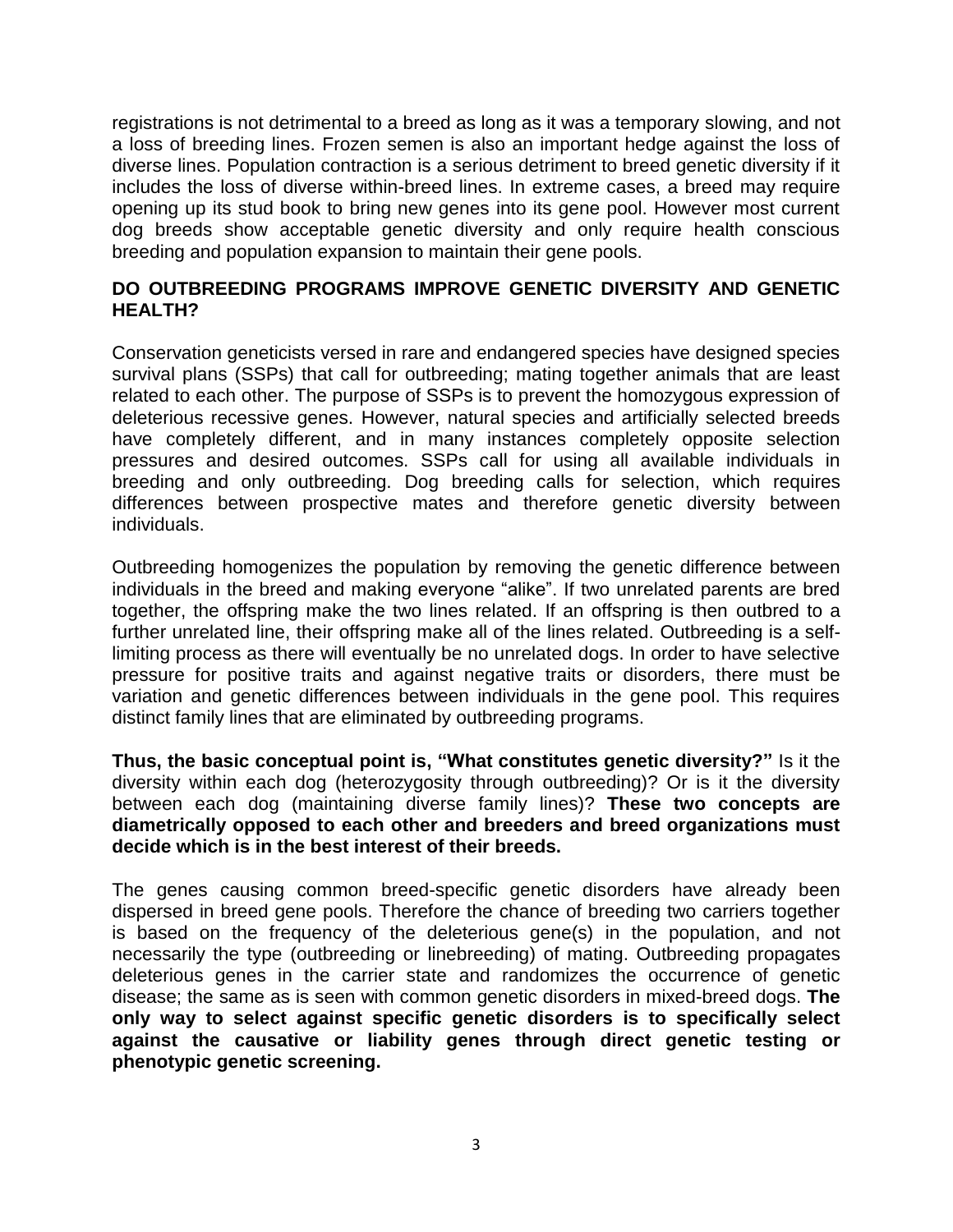registrations is not detrimental to a breed as long as it was a temporary slowing, and not a loss of breeding lines. Frozen semen is also an important hedge against the loss of diverse lines. Population contraction is a serious detriment to breed genetic diversity if it includes the loss of diverse within-breed lines. In extreme cases, a breed may require opening up its stud book to bring new genes into its gene pool. However most current dog breeds show acceptable genetic diversity and only require health conscious breeding and population expansion to maintain their gene pools.

## DO OUTBREEDING PROGRAMS IMPROVE GENETIC DIVERSITY AND GENETIC HEALTH?

Conservation geneticists versed in rare and endangered species have designed species survival plans (SSPs) that call for outbreeding; mating together animals that are least related to each other. The purpose of SSPs is to prevent the homozygous expression of deleterious recessive genes. However, natural species and artificially selected breeds have completely different, and in many instances completely opposite selection pressures and desired outcomes. SSPs call for using all available individuals in breeding and only outbreeding. Dog breeding calls for selection, which requires differences between prospective mates and therefore genetic diversity between individuals.

Outbreeding homogenizes the population by removing the genetic difference between individuals in the breed and making everyone "alike". If two unrelated parents are bred together, the offspring make the two lines related. If an offspring is then outbred to a further unrelated line, their offspring make all of the lines related. Outbreeding is a self-limiting process as there will eventually be no unrelated dogs. In order to have selective pressure for positive traits and against negative traits or disorders, there must be variation and genetic differences between individuals in the gene pool. This requires distinct family lines that are eliminated by outbreeding programs.

**Thus, the basic conceptual point is, "What constitutes genetic diversity?"** Is it the diversity within each dog (heterozygosity through outbreeding)? Or is it the diversity between each dog (maintaining diverse family lines)? **These two concepts are diametrically opposed to each other and breeders and breed organizations must decide which is in the best interest of their breeds.**

The genes causing common breed-specific genetic disorders have already been dispersed in breed gene pools. Therefore the chance of breeding two carriers together is based on the frequency of the deleterious gene(s) in the population, and not necessarily the type (outbreeding or linebreeding) of mating. Outbreeding propagates deleterious genes in the carrier state and randomizes the occurrence of genetic disease; the same as is seen with common genetic disorders in mixed-breed dogs. **The only way to select against specific genetic disorders is to specifically select against the causative or liability genes through direct genetic testing or phenotypic genetic screening.**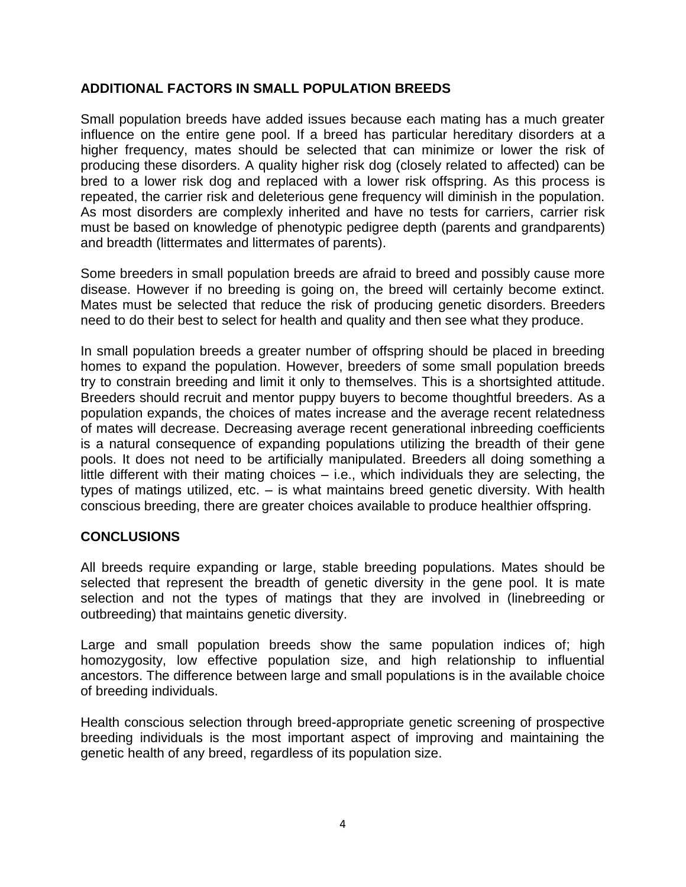## ADDITIONAL FACTORS IN SMALL POPULATION BREEDS

Small population breeds have added issues because each mating has a much greater influence on the entire gene pool. If a breed has particular hereditary disorders at a higher frequency, mates should be selected that can minimize or lower the risk of producing these disorders. A quality higher risk dog (closely related to affected) can be bred to a lower risk dog and replaced with a lower risk offspring. As this process is repeated, the carrier risk and deleterious gene frequency will diminish in the population. As most disorders are complexly inherited and have no tests for carriers, carrier risk must be based on knowledge of phenotypic pedigree depth (parents and grandparents) and breadth (littermates and littermates of parents).

Some breeders in small population breeds are afraid to breed and possibly cause more disease. However if no breeding is going on, the breed will certainly become extinct. Mates must be selected that reduce the risk of producing genetic disorders. Breeders need to do their best to select for health and quality and then see what they produce.

In small population breeds a greater number of offspring should be placed in breeding homes to expand the population. However, breeders of some small population breeds try to constrain breeding and limit it only to themselves. This is a shortsighted attitude. Breeders should recruit and mentor puppy buyers to become thoughtful breeders. As a population expands, the choices of mates increase and the average recent relatedness of mates will decrease. Decreasing average recent generational inbreeding coefficients is a natural consequence of expanding populations utilizing the breadth of their gene pools. It does not need to be artificially manipulated. Breeders all doing something a little different with their mating choices – i.e., which individuals they are selecting, the types of matings utilized, etc. – is what maintains breed genetic diversity. With health conscious breeding, there are greater choices available to produce healthier offspring.

## CONCLUSIONS

All breeds require expanding or large, stable breeding populations. Mates should be selected that represent the breadth of genetic diversity in the gene pool. It is mate selection and not the types of matings that they are involved in (linebreeding or outbreeding) that maintains genetic diversity.

Large and small population breeds show the same population indices of; high homozygosity, low effective population size, and high relationship to influential ancestors. The difference between large and small populations is in the available choice of breeding individuals.

Health conscious selection through breed-appropriate genetic screening of prospective breeding individuals is the most important aspect of improving and maintaining the genetic health of any breed, regardless of its population size.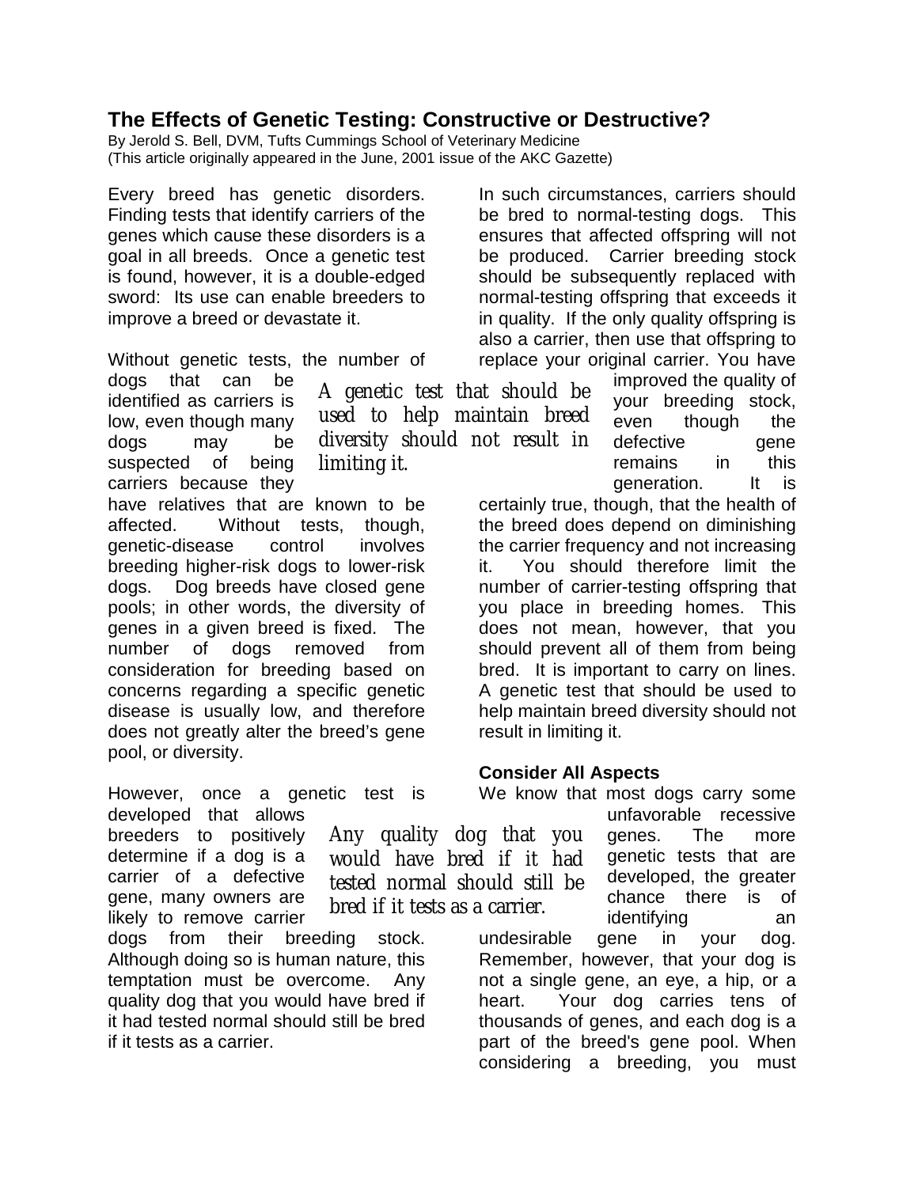# The Effects of Genetic Testing: Constructive or Destructive?

By Jerold S. Bell, DVM, Tufts Cummings School of Veterinary Medicine
(This article originally appeared in the June, 2001 issue of the AKC Gazette)

Every breed has genetic disorders. Finding tests that identify carriers of the genes which cause these disorders is a goal in all breeds. Once a genetic test is found, however, it is a double-edged sword: Its use can enable breeders to improve a breed or devastate it.

Without genetic tests, the number of dogs that can be identified as carriers is low, even though many dogs may be suspected of being carriers because they have relatives that are known to be affected. Without tests, though, genetic-disease control involves breeding higher-risk dogs to lower-risk dogs. Dog breeds have closed gene pools; in other words, the diversity of genes in a given breed is fixed. The number of dogs removed from consideration for breeding based on concerns regarding a specific genetic disease is usually low, and therefore does not greatly alter the breed's gene pool, or diversity.

However, once a genetic test is developed that allows breeders to positively determine if a dog is a carrier of a defective gene, many owners are likely to remove carrier dogs from their breeding stock. Although doing so is human nature, this temptation must be overcome. Any quality dog that you would have bred if it had tested normal should still be bred if it tests as a carrier.

*Any quality dog that you would have bred if it had tested normal should still be bred if it tests as a carrier.*

In such circumstances, carriers should be bred to normal-testing dogs. This ensures that affected offspring will not be produced. Carrier breeding stock should be subsequently replaced with normal-testing offspring that exceeds it in quality. If the only quality offspring is also a carrier, then use that offspring to replace your original carrier. You have improved the quality of your breeding stock, even though the defective gene remains in this generation. It is certainly true, though, that the health of the breed does depend on diminishing the carrier frequency and not increasing it. You should therefore limit the number of carrier-testing offspring that you place in breeding homes. This does not mean, however, that you should prevent all of them from being bred. It is important to carry on lines. A genetic test that should be used to help maintain breed diversity should not result in limiting it.

*A genetic test that should be used to help maintain breed diversity should not result in limiting it.*

### Consider All Aspects

We know that most dogs carry some unfavorable recessive genes. The more genetic tests that are developed, the greater chance there is of identifying an undesirable gene in your dog. Remember, however, that your dog is not a single gene, an eye, a hip, or a heart. Your dog carries tens of thousands of genes, and each dog is a part of the breed's gene pool. When considering a breeding, you must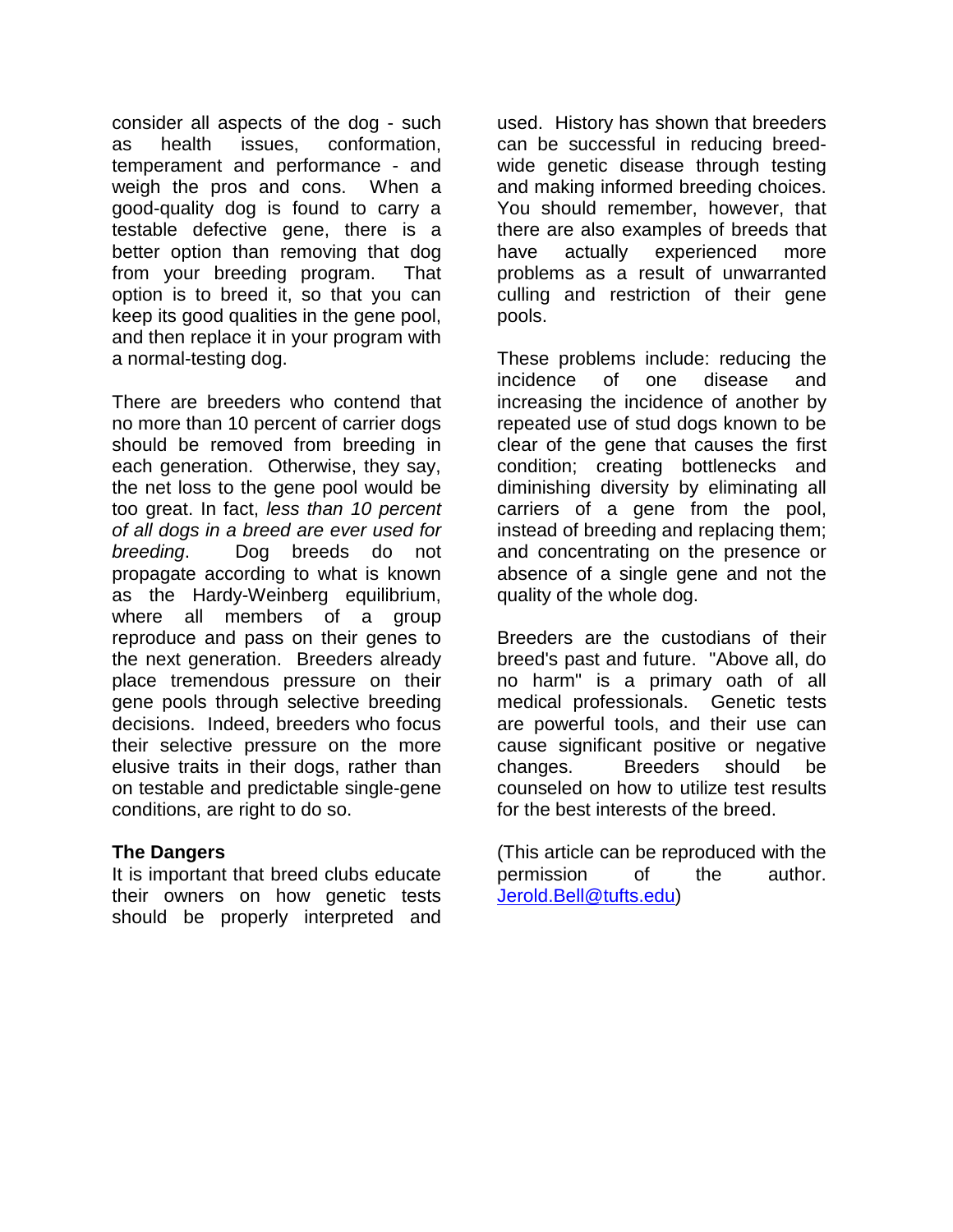consider all aspects of the dog - such as health issues, conformation, temperament and performance - and weigh the pros and cons. When a good-quality dog is found to carry a testable defective gene, there is a better option than removing that dog from your breeding program. That option is to breed it, so that you can keep its good qualities in the gene pool, and then replace it in your program with a normal-testing dog.

There are breeders who contend that no more than 10 percent of carrier dogs should be removed from breeding in each generation. Otherwise, they say, the net loss to the gene pool would be too great. In fact, *less than 10 percent of all dogs in a breed are ever used for breeding*. Dog breeds do not propagate according to what is known as the Hardy-Weinberg equilibrium, where all members of a group reproduce and pass on their genes to the next generation. Breeders already place tremendous pressure on their gene pools through selective breeding decisions. Indeed, breeders who focus their selective pressure on the more elusive traits in their dogs, rather than on testable and predictable single-gene conditions, are right to do so.

**The Dangers**

It is important that breed clubs educate their owners on how genetic tests should be properly interpreted and used. History has shown that breeders can be successful in reducing breed-wide genetic disease through testing and making informed breeding choices. You should remember, however, that there are also examples of breeds that have actually experienced more problems as a result of unwarranted culling and restriction of their gene pools.

These problems include: reducing the incidence of one disease and increasing the incidence of another by repeated use of stud dogs known to be clear of the gene that causes the first condition; creating bottlenecks and diminishing diversity by eliminating all carriers of a gene from the pool, instead of breeding and replacing them; and concentrating on the presence or absence of a single gene and not the quality of the whole dog.

Breeders are the custodians of their breed's past and future. "Above all, do no harm" is a primary oath of all medical professionals. Genetic tests are powerful tools, and their use can cause significant positive or negative changes. Breeders should be counseled on how to utilize test results for the best interests of the breed.

(This article can be reproduced with the permission of the author. Jerold.Bell@tufts.edu)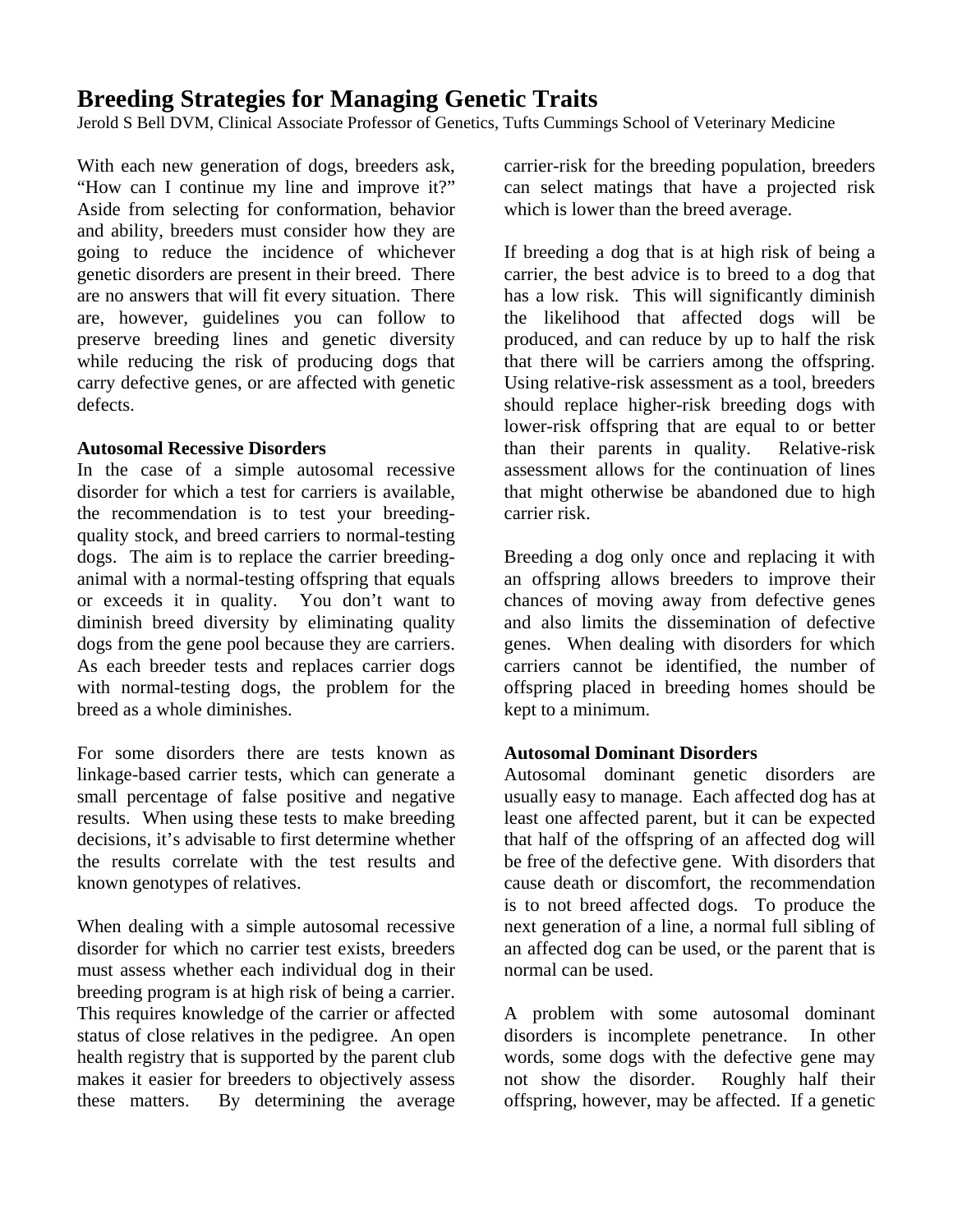# Breeding Strategies for Managing Genetic Traits

Jerold S Bell DVM, Clinical Associate Professor of Genetics, Tufts Cummings School of Veterinary Medicine

With each new generation of dogs, breeders ask, "How can I continue my line and improve it?" Aside from selecting for conformation, behavior and ability, breeders must consider how they are going to reduce the incidence of whichever genetic disorders are present in their breed. There are no answers that will fit every situation. There are, however, guidelines you can follow to preserve breeding lines and genetic diversity while reducing the risk of producing dogs that carry defective genes, or are affected with genetic defects.

**Autosomal Recessive Disorders**

In the case of a simple autosomal recessive disorder for which a test for carriers is available, the recommendation is to test your breeding-quality stock, and breed carriers to normal-testing dogs. The aim is to replace the carrier breeding-animal with a normal-testing offspring that equals or exceeds it in quality. You don't want to diminish breed diversity by eliminating quality dogs from the gene pool because they are carriers. As each breeder tests and replaces carrier dogs with normal-testing dogs, the problem for the breed as a whole diminishes.

For some disorders there are tests known as linkage-based carrier tests, which can generate a small percentage of false positive and negative results. When using these tests to make breeding decisions, it's advisable to first determine whether the results correlate with the test results and known genotypes of relatives.

When dealing with a simple autosomal recessive disorder for which no carrier test exists, breeders must assess whether each individual dog in their breeding program is at high risk of being a carrier. This requires knowledge of the carrier or affected status of close relatives in the pedigree. An open health registry that is supported by the parent club makes it easier for breeders to objectively assess these matters. By determining the average carrier-risk for the breeding population, breeders can select matings that have a projected risk which is lower than the breed average.

If breeding a dog that is at high risk of being a carrier, the best advice is to breed to a dog that has a low risk. This will significantly diminish the likelihood that affected dogs will be produced, and can reduce by up to half the risk that there will be carriers among the offspring. Using relative-risk assessment as a tool, breeders should replace higher-risk breeding dogs with lower-risk offspring that are equal to or better than their parents in quality. Relative-risk assessment allows for the continuation of lines that might otherwise be abandoned due to high carrier risk.

Breeding a dog only once and replacing it with an offspring allows breeders to improve their chances of moving away from defective genes and also limits the dissemination of defective genes. When dealing with disorders for which carriers cannot be identified, the number of offspring placed in breeding homes should be kept to a minimum.

**Autosomal Dominant Disorders**

Autosomal dominant genetic disorders are usually easy to manage. Each affected dog has at least one affected parent, but it can be expected that half of the offspring of an affected dog will be free of the defective gene. With disorders that cause death or discomfort, the recommendation is to not breed affected dogs. To produce the next generation of a line, a normal full sibling of an affected dog can be used, or the parent that is normal can be used.

A problem with some autosomal dominant disorders is incomplete penetrance. In other words, some dogs with the defective gene may not show the disorder. Roughly half their offspring, however, may be affected. If a genetic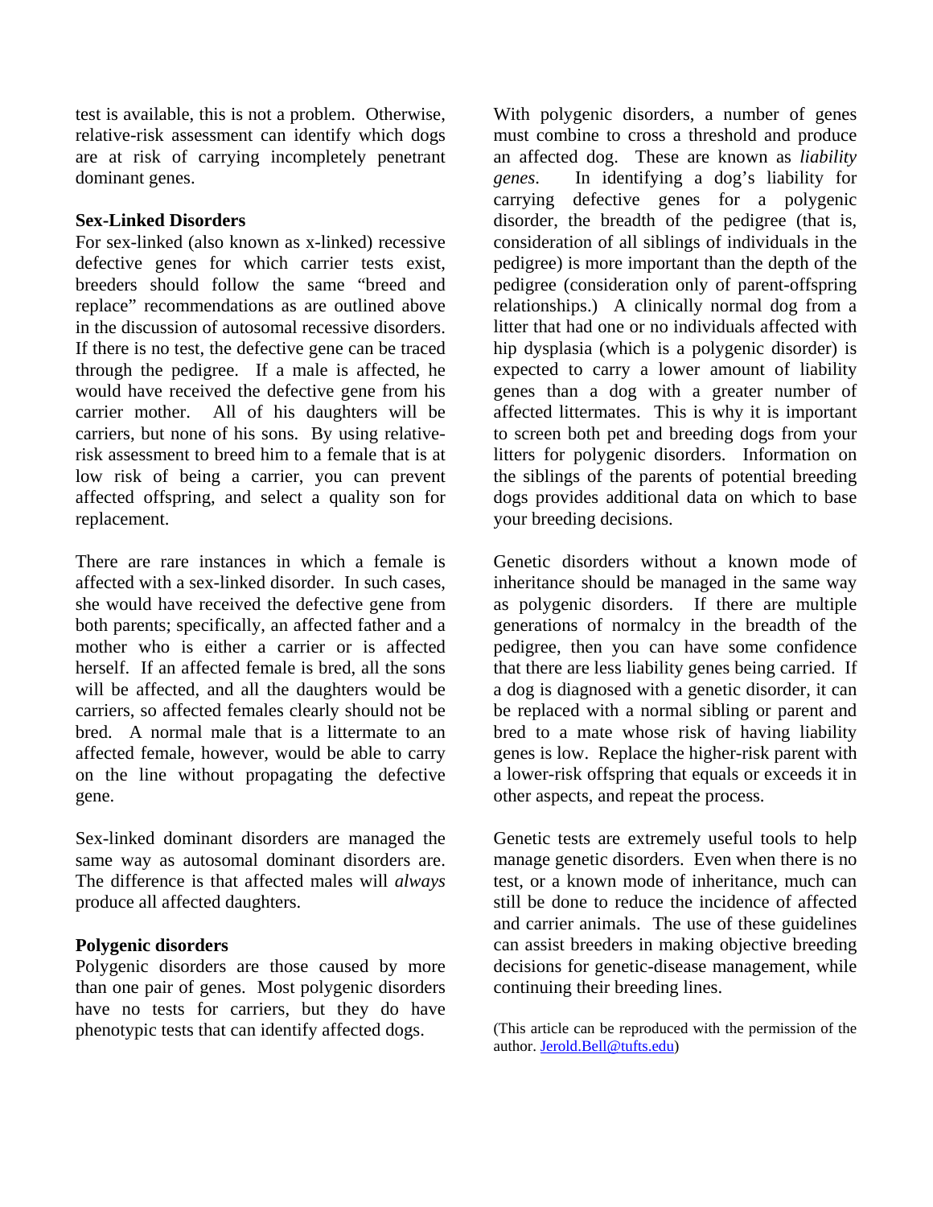test is available, this is not a problem. Otherwise, relative-risk assessment can identify which dogs are at risk of carrying incompletely penetrant dominant genes.

**Sex-Linked Disorders**

For sex-linked (also known as x-linked) recessive defective genes for which carrier tests exist, breeders should follow the same "breed and replace" recommendations as are outlined above in the discussion of autosomal recessive disorders. If there is no test, the defective gene can be traced through the pedigree. If a male is affected, he would have received the defective gene from his carrier mother. All of his daughters will be carriers, but none of his sons. By using relative-risk assessment to breed him to a female that is at low risk of being a carrier, you can prevent affected offspring, and select a quality son for replacement.

There are rare instances in which a female is affected with a sex-linked disorder. In such cases, she would have received the defective gene from both parents; specifically, an affected father and a mother who is either a carrier or is affected herself. If an affected female is bred, all the sons will be affected, and all the daughters would be carriers, so affected females clearly should not be bred. A normal male that is a littermate to an affected female, however, would be able to carry on the line without propagating the defective gene.

Sex-linked dominant disorders are managed the same way as autosomal dominant disorders are. The difference is that affected males will *always* produce all affected daughters.

**Polygenic disorders**

Polygenic disorders are those caused by more than one pair of genes. Most polygenic disorders have no tests for carriers, but they do have phenotypic tests that can identify affected dogs.

With polygenic disorders, a number of genes must combine to cross a threshold and produce an affected dog. These are known as *liability genes*. In identifying a dog's liability for carrying defective genes for a polygenic disorder, the breadth of the pedigree (that is, consideration of all siblings of individuals in the pedigree) is more important than the depth of the pedigree (consideration only of parent-offspring relationships.) A clinically normal dog from a litter that had one or no individuals affected with hip dysplasia (which is a polygenic disorder) is expected to carry a lower amount of liability genes than a dog with a greater number of affected littermates. This is why it is important to screen both pet and breeding dogs from your litters for polygenic disorders. Information on the siblings of the parents of potential breeding dogs provides additional data on which to base your breeding decisions.

Genetic disorders without a known mode of inheritance should be managed in the same way as polygenic disorders. If there are multiple generations of normalcy in the breadth of the pedigree, then you can have some confidence that there are less liability genes being carried. If a dog is diagnosed with a genetic disorder, it can be replaced with a normal sibling or parent and bred to a mate whose risk of having liability genes is low. Replace the higher-risk parent with a lower-risk offspring that equals or exceeds it in other aspects, and repeat the process.

Genetic tests are extremely useful tools to help manage genetic disorders. Even when there is no test, or a known mode of inheritance, much can still be done to reduce the incidence of affected and carrier animals. The use of these guidelines can assist breeders in making objective breeding decisions for genetic-disease management, while continuing their breeding lines.

(This article can be reproduced with the permission of the author. Jerold.Bell@tufts.edu)